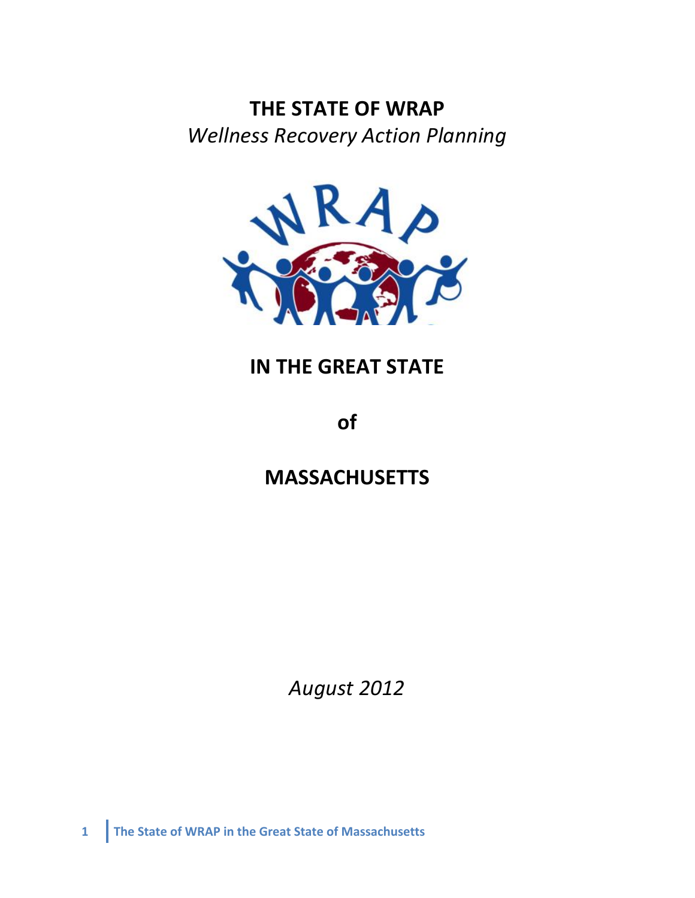# THE STATE OF WRAP

*Wellness Recovery Action Planning*

## IN THE GREAT STATE

## of

## MASSACHUSETTS

*August 2012*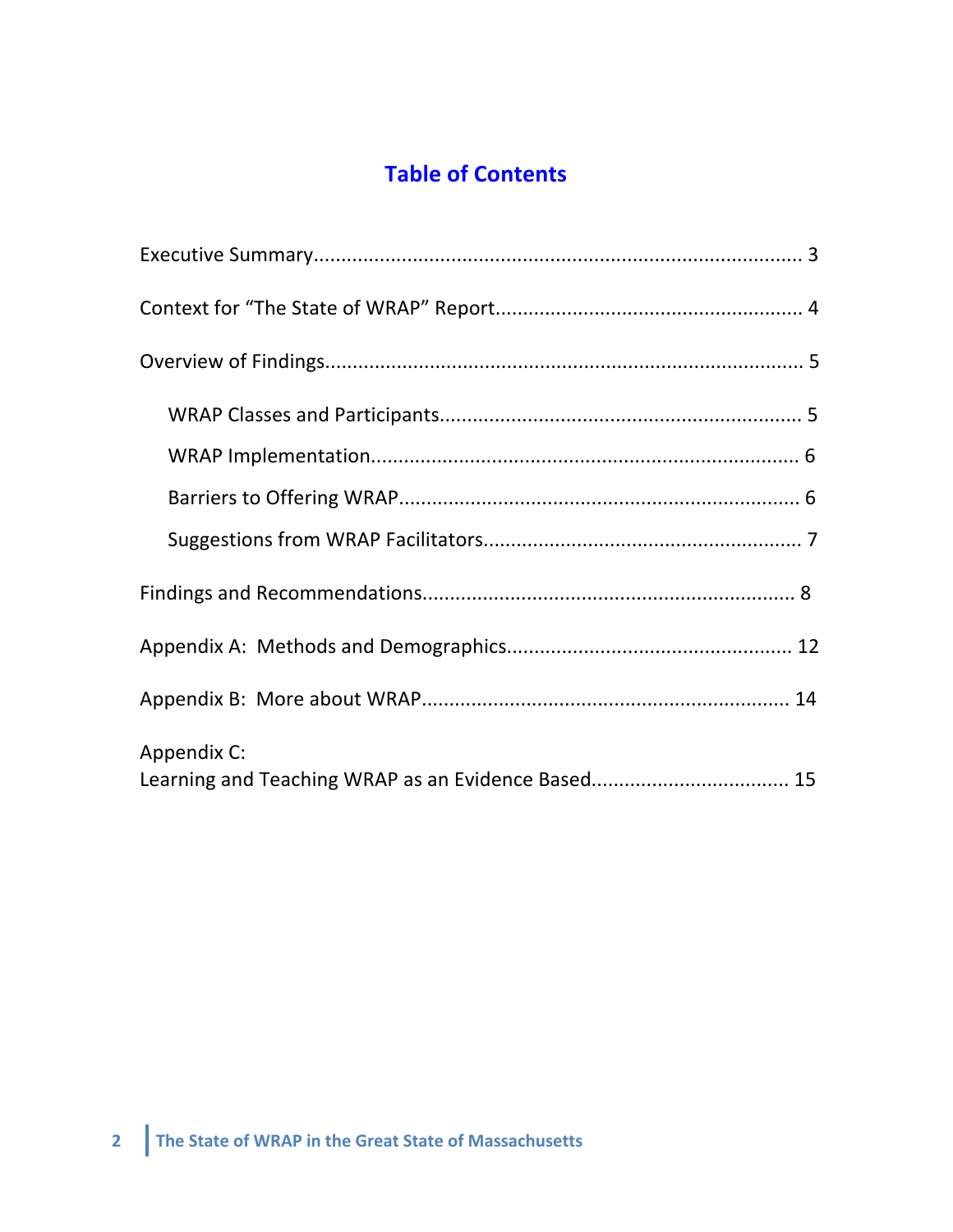# Table of Contents

Executive Summary........................................................................................ 3

Context for "The State of WRAP" Report....................................................... 4

Overview of Findings...................................................................................... 5

- WRAP Classes and Participants................................................................. 5
- WRAP Implementation............................................................................. 6
- Barriers to Offering WRAP........................................................................ 6
- Suggestions from WRAP Facilitators......................................................... 7

Findings and Recommendations.................................................................... 8

Appendix A: Methods and Demographics................................................... 12

Appendix B: More about WRAP.................................................................. 14

Appendix C:
Learning and Teaching WRAP as an Evidence Based................................... 15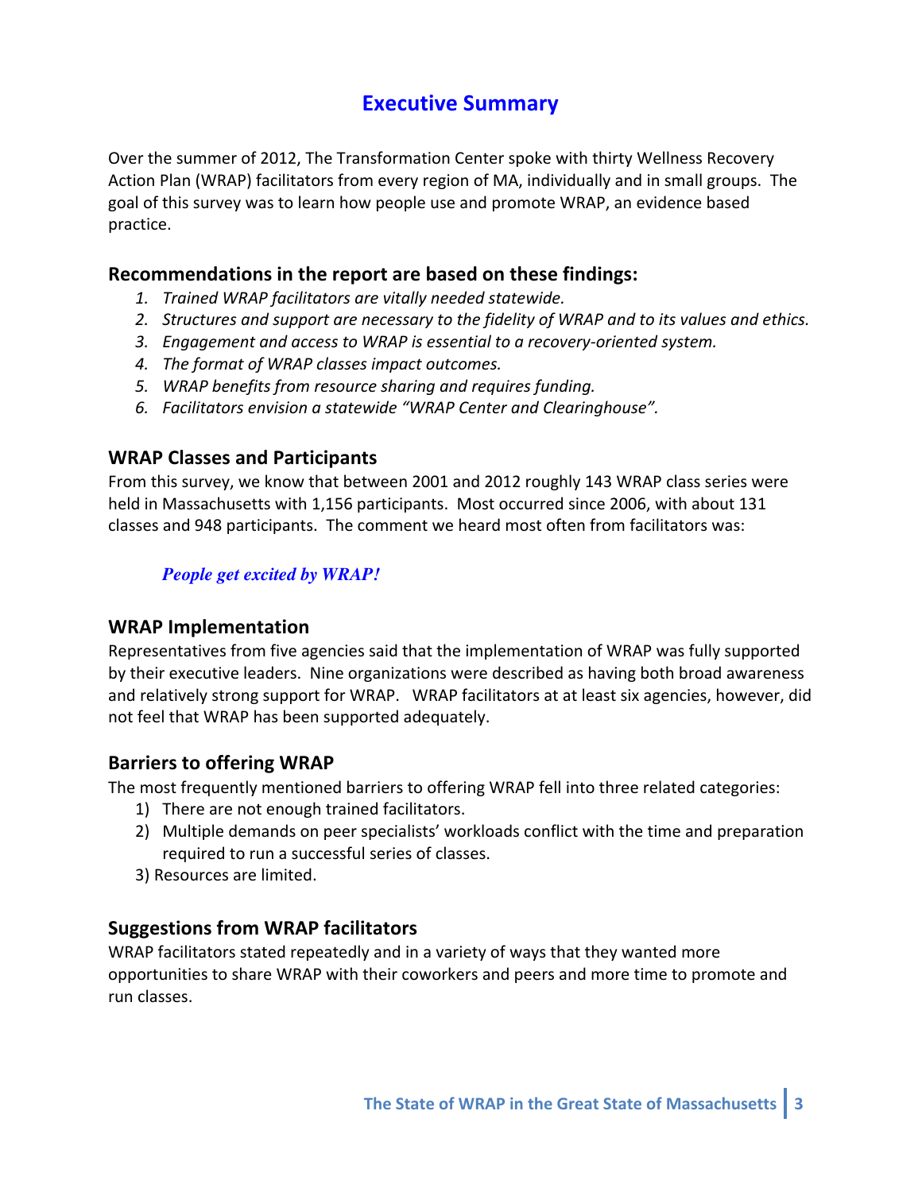# Executive Summary

Over the summer of 2012, The Transformation Center spoke with thirty Wellness Recovery Action Plan (WRAP) facilitators from every region of MA, individually and in small groups. The goal of this survey was to learn how people use and promote WRAP, an evidence based practice.

### Recommendations in the report are based on these findings:

1. *Trained WRAP facilitators are vitally needed statewide.*
2. *Structures and support are necessary to the fidelity of WRAP and to its values and ethics.*
3. *Engagement and access to WRAP is essential to a recovery-oriented system.*
4. *The format of WRAP classes impact outcomes.*
5. *WRAP benefits from resource sharing and requires funding.*
6. *Facilitators envision a statewide "WRAP Center and Clearinghouse".*

### WRAP Classes and Participants

From this survey, we know that between 2001 and 2012 roughly 143 WRAP class series were held in Massachusetts with 1,156 participants. Most occurred since 2006, with about 131 classes and 948 participants. The comment we heard most often from facilitators was:

> ***People get excited by WRAP!***

### WRAP Implementation

Representatives from five agencies said that the implementation of WRAP was fully supported by their executive leaders. Nine organizations were described as having both broad awareness and relatively strong support for WRAP. WRAP facilitators at at least six agencies, however, did not feel that WRAP has been supported adequately.

### Barriers to offering WRAP

The most frequently mentioned barriers to offering WRAP fell into three related categories:

1) There are not enough trained facilitators.
2) Multiple demands on peer specialists' workloads conflict with the time and preparation required to run a successful series of classes.
3) Resources are limited.

### Suggestions from WRAP facilitators

WRAP facilitators stated repeatedly and in a variety of ways that they wanted more opportunities to share WRAP with their coworkers and peers and more time to promote and run classes.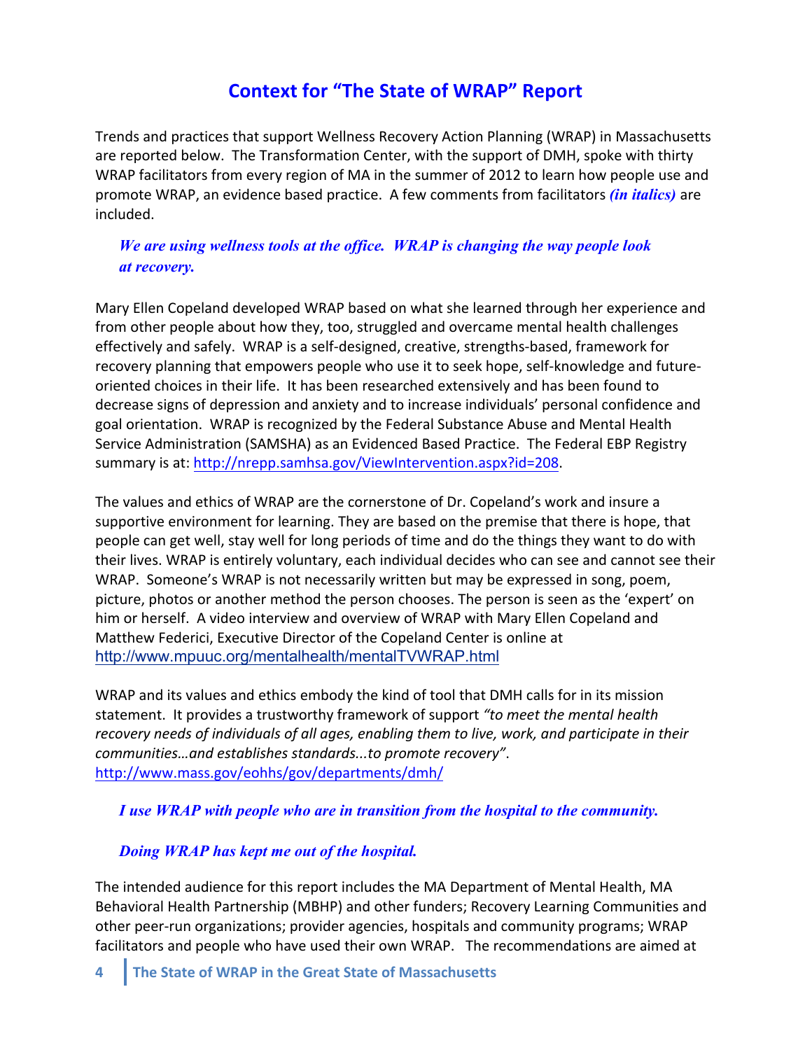# Context for "The State of WRAP" Report

Trends and practices that support Wellness Recovery Action Planning (WRAP) in Massachusetts are reported below. The Transformation Center, with the support of DMH, spoke with thirty WRAP facilitators from every region of MA in the summer of 2012 to learn how people use and promote WRAP, an evidence based practice. A few comments from facilitators ***(in italics)*** are included.

> ***We are using wellness tools at the office. WRAP is changing the way people look at recovery.***

Mary Ellen Copeland developed WRAP based on what she learned through her experience and from other people about how they, too, struggled and overcame mental health challenges effectively and safely. WRAP is a self-designed, creative, strengths-based, framework for recovery planning that empowers people who use it to seek hope, self-knowledge and future-oriented choices in their life. It has been researched extensively and has been found to decrease signs of depression and anxiety and to increase individuals' personal confidence and goal orientation. WRAP is recognized by the Federal Substance Abuse and Mental Health Service Administration (SAMSHA) as an Evidenced Based Practice. The Federal EBP Registry summary is at: http://nrepp.samhsa.gov/ViewIntervention.aspx?id=208.

The values and ethics of WRAP are the cornerstone of Dr. Copeland's work and insure a supportive environment for learning. They are based on the premise that there is hope, that people can get well, stay well for long periods of time and do the things they want to do with their lives. WRAP is entirely voluntary, each individual decides who can see and cannot see their WRAP. Someone's WRAP is not necessarily written but may be expressed in song, poem, picture, photos or another method the person chooses. The person is seen as the 'expert' on him or herself. A video interview and overview of WRAP with Mary Ellen Copeland and Matthew Federici, Executive Director of the Copeland Center is online at http://www.mpuuc.org/mentalhealth/mentalTVWRAP.html

WRAP and its values and ethics embody the kind of tool that DMH calls for in its mission statement. It provides a trustworthy framework of support *"to meet the mental health recovery needs of individuals of all ages, enabling them to live, work, and participate in their communities…and establishes standards...to promote recovery"*. http://www.mass.gov/eohhs/gov/departments/dmh/

> ***I use WRAP with people who are in transition from the hospital to the community.***

> ***Doing WRAP has kept me out of the hospital.***

The intended audience for this report includes the MA Department of Mental Health, MA Behavioral Health Partnership (MBHP) and other funders; Recovery Learning Communities and other peer-run organizations; provider agencies, hospitals and community programs; WRAP facilitators and people who have used their own WRAP. The recommendations are aimed at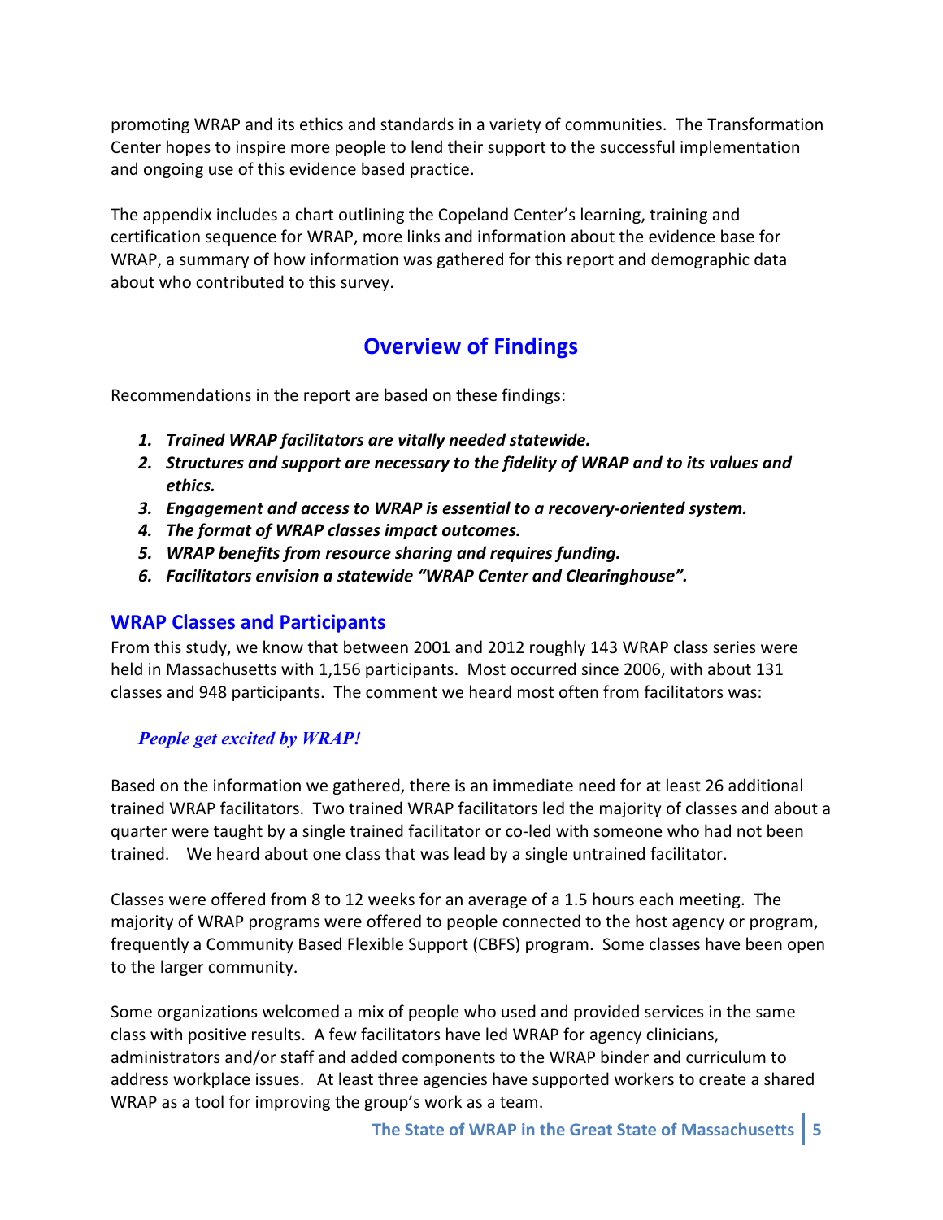promoting WRAP and its ethics and standards in a variety of communities. The Transformation Center hopes to inspire more people to lend their support to the successful implementation and ongoing use of this evidence based practice.

The appendix includes a chart outlining the Copeland Center's learning, training and certification sequence for WRAP, more links and information about the evidence base for WRAP, a summary of how information was gathered for this report and demographic data about who contributed to this survey.

## Overview of Findings

Recommendations in the report are based on these findings:

1. ***Trained WRAP facilitators are vitally needed statewide.***
2. ***Structures and support are necessary to the fidelity of WRAP and to its values and ethics.***
3. ***Engagement and access to WRAP is essential to a recovery-oriented system.***
4. ***The format of WRAP classes impact outcomes.***
5. ***WRAP benefits from resource sharing and requires funding.***
6. ***Facilitators envision a statewide "WRAP Center and Clearinghouse".***

### WRAP Classes and Participants

From this study, we know that between 2001 and 2012 roughly 143 WRAP class series were held in Massachusetts with 1,156 participants. Most occurred since 2006, with about 131 classes and 948 participants. The comment we heard most often from facilitators was:

***People get excited by WRAP!***

Based on the information we gathered, there is an immediate need for at least 26 additional trained WRAP facilitators. Two trained WRAP facilitators led the majority of classes and about a quarter were taught by a single trained facilitator or co-led with someone who had not been trained. We heard about one class that was lead by a single untrained facilitator.

Classes were offered from 8 to 12 weeks for an average of a 1.5 hours each meeting. The majority of WRAP programs were offered to people connected to the host agency or program, frequently a Community Based Flexible Support (CBFS) program. Some classes have been open to the larger community.

Some organizations welcomed a mix of people who used and provided services in the same class with positive results. A few facilitators have led WRAP for agency clinicians, administrators and/or staff and added components to the WRAP binder and curriculum to address workplace issues. At least three agencies have supported workers to create a shared WRAP as a tool for improving the group's work as a team.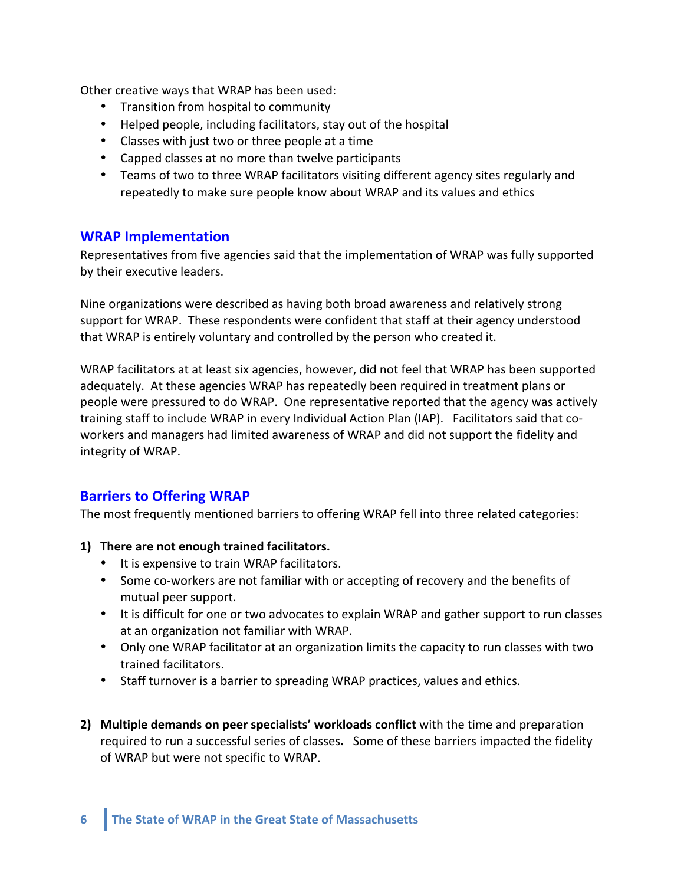Other creative ways that WRAP has been used:

- Transition from hospital to community
- Helped people, including facilitators, stay out of the hospital
- Classes with just two or three people at a time
- Capped classes at no more than twelve participants
- Teams of two to three WRAP facilitators visiting different agency sites regularly and repeatedly to make sure people know about WRAP and its values and ethics

## WRAP Implementation

Representatives from five agencies said that the implementation of WRAP was fully supported by their executive leaders.

Nine organizations were described as having both broad awareness and relatively strong support for WRAP. These respondents were confident that staff at their agency understood that WRAP is entirely voluntary and controlled by the person who created it.

WRAP facilitators at at least six agencies, however, did not feel that WRAP has been supported adequately. At these agencies WRAP has repeatedly been required in treatment plans or people were pressured to do WRAP. One representative reported that the agency was actively training staff to include WRAP in every Individual Action Plan (IAP). Facilitators said that co-workers and managers had limited awareness of WRAP and did not support the fidelity and integrity of WRAP.

## Barriers to Offering WRAP

The most frequently mentioned barriers to offering WRAP fell into three related categories:

1) **There are not enough trained facilitators.**
   - It is expensive to train WRAP facilitators.
   - Some co-workers are not familiar with or accepting of recovery and the benefits of mutual peer support.
   - It is difficult for one or two advocates to explain WRAP and gather support to run classes at an organization not familiar with WRAP.
   - Only one WRAP facilitator at an organization limits the capacity to run classes with two trained facilitators.
   - Staff turnover is a barrier to spreading WRAP practices, values and ethics.

2) **Multiple demands on peer specialists' workloads conflict** with the time and preparation required to run a successful series of classes**.** Some of these barriers impacted the fidelity of WRAP but were not specific to WRAP.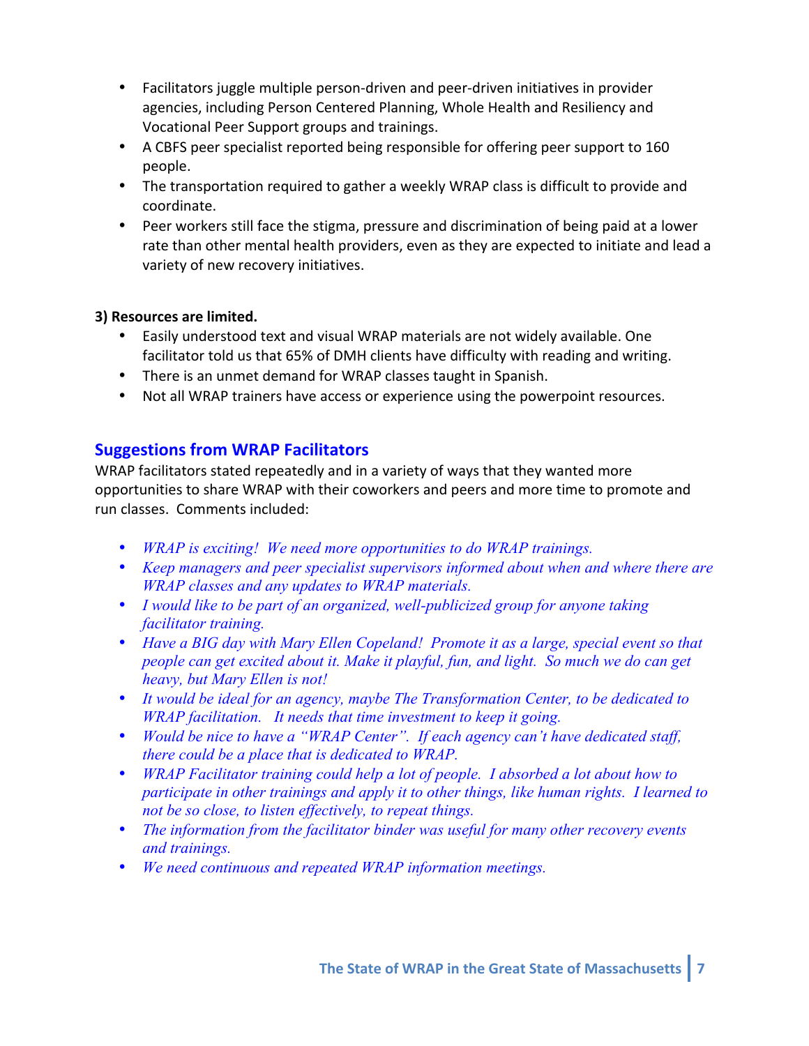- Facilitators juggle multiple person-driven and peer-driven initiatives in provider agencies, including Person Centered Planning, Whole Health and Resiliency and Vocational Peer Support groups and trainings.
- A CBFS peer specialist reported being responsible for offering peer support to 160 people.
- The transportation required to gather a weekly WRAP class is difficult to provide and coordinate.
- Peer workers still face the stigma, pressure and discrimination of being paid at a lower rate than other mental health providers, even as they are expected to initiate and lead a variety of new recovery initiatives.

**3) Resources are limited.**

- Easily understood text and visual WRAP materials are not widely available. One facilitator told us that 65% of DMH clients have difficulty with reading and writing.
- There is an unmet demand for WRAP classes taught in Spanish.
- Not all WRAP trainers have access or experience using the powerpoint resources.

## Suggestions from WRAP Facilitators

WRAP facilitators stated repeatedly and in a variety of ways that they wanted more opportunities to share WRAP with their coworkers and peers and more time to promote and run classes. Comments included:

- *WRAP is exciting! We need more opportunities to do WRAP trainings.*
- *Keep managers and peer specialist supervisors informed about when and where there are WRAP classes and any updates to WRAP materials.*
- *I would like to be part of an organized, well-publicized group for anyone taking facilitator training.*
- *Have a BIG day with Mary Ellen Copeland! Promote it as a large, special event so that people can get excited about it. Make it playful, fun, and light. So much we do can get heavy, but Mary Ellen is not!*
- *It would be ideal for an agency, maybe The Transformation Center, to be dedicated to WRAP facilitation. It needs that time investment to keep it going.*
- *Would be nice to have a "WRAP Center". If each agency can't have dedicated staff, there could be a place that is dedicated to WRAP.*
- *WRAP Facilitator training could help a lot of people. I absorbed a lot about how to participate in other trainings and apply it to other things, like human rights. I learned to not be so close, to listen effectively, to repeat things.*
- *The information from the facilitator binder was useful for many other recovery events and trainings.*
- *We need continuous and repeated WRAP information meetings.*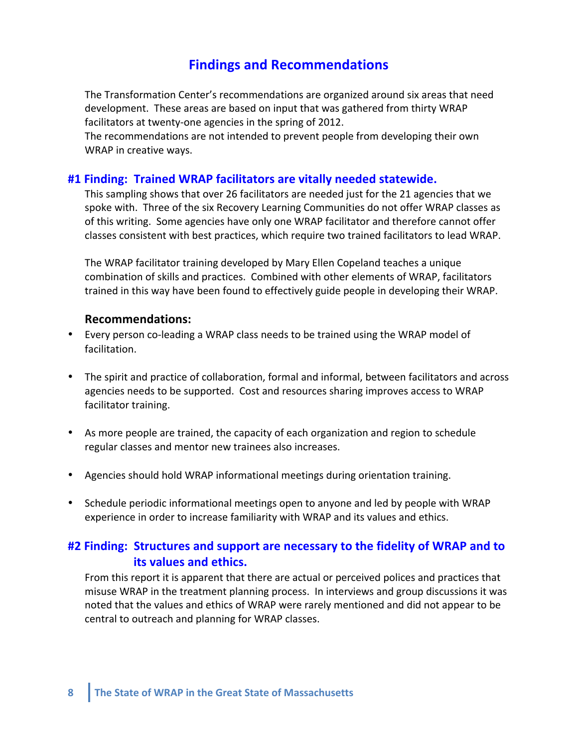# Findings and Recommendations

The Transformation Center's recommendations are organized around six areas that need development. These areas are based on input that was gathered from thirty WRAP facilitators at twenty-one agencies in the spring of 2012.
The recommendations are not intended to prevent people from developing their own WRAP in creative ways.

## #1 Finding: Trained WRAP facilitators are vitally needed statewide.

This sampling shows that over 26 facilitators are needed just for the 21 agencies that we spoke with. Three of the six Recovery Learning Communities do not offer WRAP classes as of this writing. Some agencies have only one WRAP facilitator and therefore cannot offer classes consistent with best practices, which require two trained facilitators to lead WRAP.

The WRAP facilitator training developed by Mary Ellen Copeland teaches a unique combination of skills and practices. Combined with other elements of WRAP, facilitators trained in this way have been found to effectively guide people in developing their WRAP.

**Recommendations:**

- Every person co-leading a WRAP class needs to be trained using the WRAP model of facilitation.
- The spirit and practice of collaboration, formal and informal, between facilitators and across agencies needs to be supported. Cost and resources sharing improves access to WRAP facilitator training.
- As more people are trained, the capacity of each organization and region to schedule regular classes and mentor new trainees also increases.
- Agencies should hold WRAP informational meetings during orientation training.
- Schedule periodic informational meetings open to anyone and led by people with WRAP experience in order to increase familiarity with WRAP and its values and ethics.

## #2 Finding: Structures and support are necessary to the fidelity of WRAP and to its values and ethics.

From this report it is apparent that there are actual or perceived polices and practices that misuse WRAP in the treatment planning process. In interviews and group discussions it was noted that the values and ethics of WRAP were rarely mentioned and did not appear to be central to outreach and planning for WRAP classes.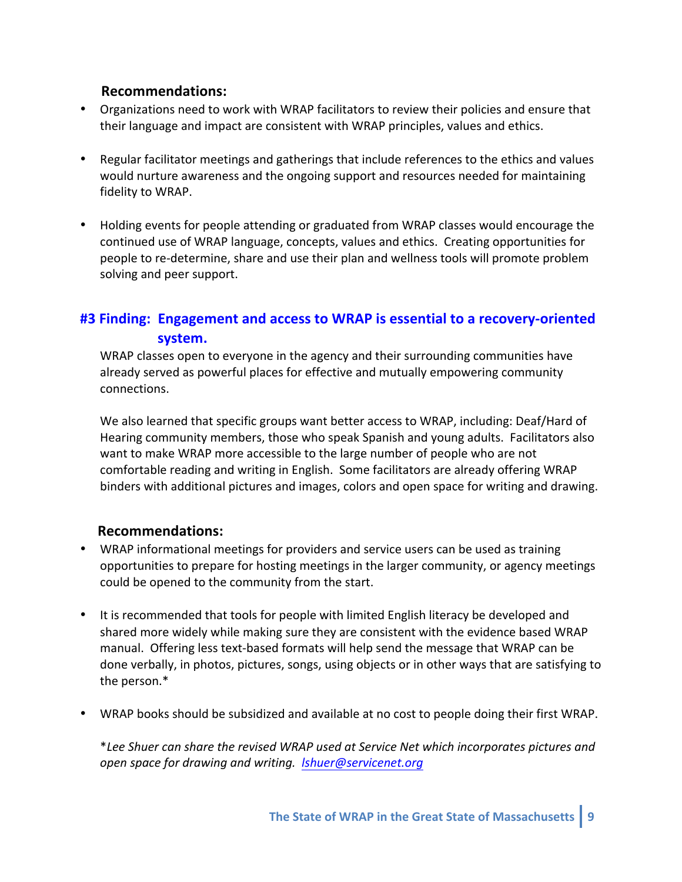**Recommendations:**

- Organizations need to work with WRAP facilitators to review their policies and ensure that their language and impact are consistent with WRAP principles, values and ethics.
- Regular facilitator meetings and gatherings that include references to the ethics and values would nurture awareness and the ongoing support and resources needed for maintaining fidelity to WRAP.
- Holding events for people attending or graduated from WRAP classes would encourage the continued use of WRAP language, concepts, values and ethics. Creating opportunities for people to re-determine, share and use their plan and wellness tools will promote problem solving and peer support.

## #3 Finding: Engagement and access to WRAP is essential to a recovery-oriented system.

WRAP classes open to everyone in the agency and their surrounding communities have already served as powerful places for effective and mutually empowering community connections.

We also learned that specific groups want better access to WRAP, including: Deaf/Hard of Hearing community members, those who speak Spanish and young adults. Facilitators also want to make WRAP more accessible to the large number of people who are not comfortable reading and writing in English. Some facilitators are already offering WRAP binders with additional pictures and images, colors and open space for writing and drawing.

**Recommendations:**

- WRAP informational meetings for providers and service users can be used as training opportunities to prepare for hosting meetings in the larger community, or agency meetings could be opened to the community from the start.
- It is recommended that tools for people with limited English literacy be developed and shared more widely while making sure they are consistent with the evidence based WRAP manual. Offering less text-based formats will help send the message that WRAP can be done verbally, in photos, pictures, songs, using objects or in other ways that are satisfying to the person.*
- WRAP books should be subsidized and available at no cost to people doing their first WRAP.

*\*Lee Shuer can share the revised WRAP used at Service Net which incorporates pictures and open space for drawing and writing. lshuer@servicenet.org*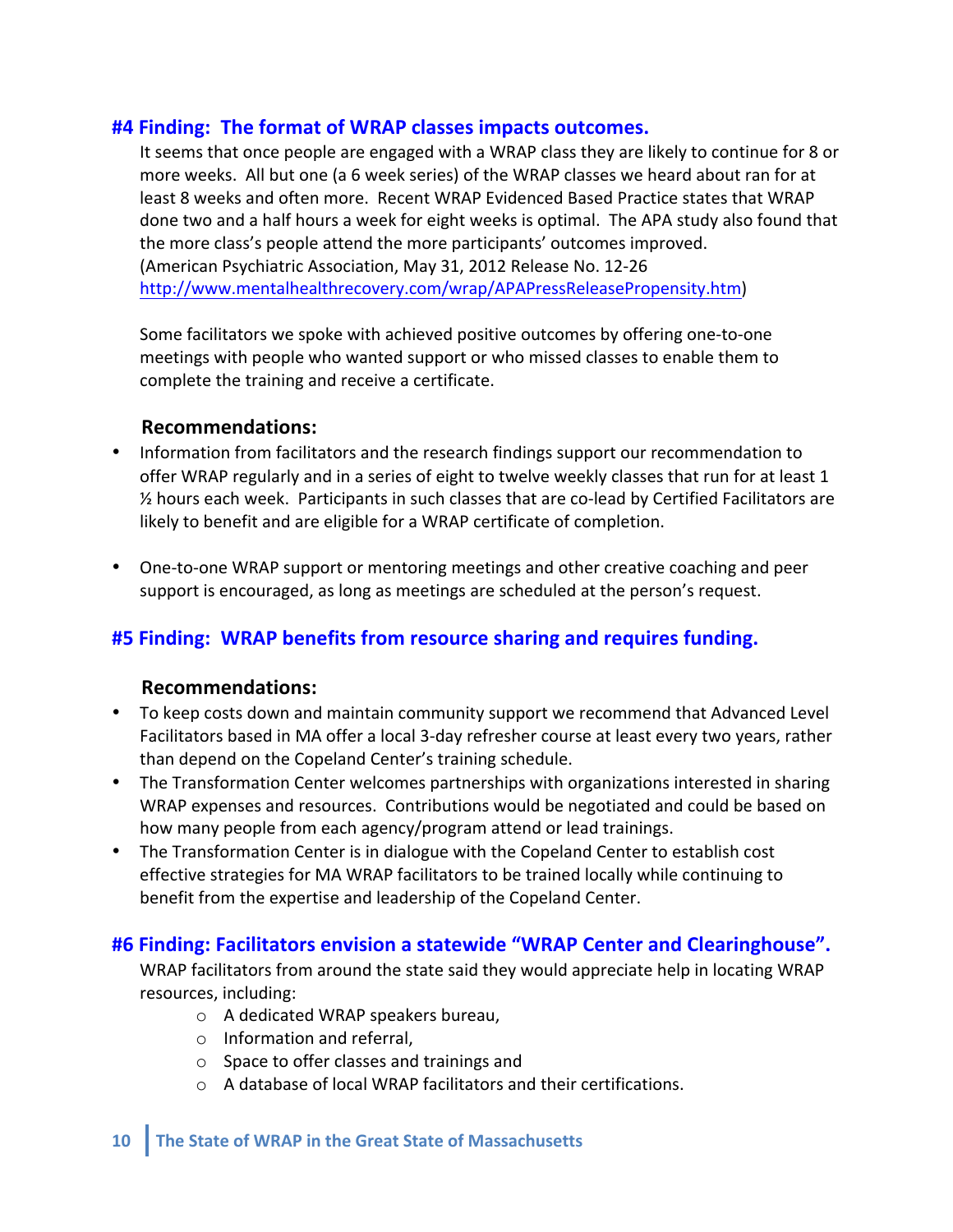## #4 Finding: The format of WRAP classes impacts outcomes.

It seems that once people are engaged with a WRAP class they are likely to continue for 8 or more weeks. All but one (a 6 week series) of the WRAP classes we heard about ran for at least 8 weeks and often more. Recent WRAP Evidenced Based Practice states that WRAP done two and a half hours a week for eight weeks is optimal. The APA study also found that the more class's people attend the more participants' outcomes improved. (American Psychiatric Association, May 31, 2012 Release No. 12-26 http://www.mentalhealthrecovery.com/wrap/APAPressReleasePropensity.htm)

Some facilitators we spoke with achieved positive outcomes by offering one-to-one meetings with people who wanted support or who missed classes to enable them to complete the training and receive a certificate.

### Recommendations:

- Information from facilitators and the research findings support our recommendation to offer WRAP regularly and in a series of eight to twelve weekly classes that run for at least 1 ½ hours each week. Participants in such classes that are co-lead by Certified Facilitators are likely to benefit and are eligible for a WRAP certificate of completion.
- One-to-one WRAP support or mentoring meetings and other creative coaching and peer support is encouraged, as long as meetings are scheduled at the person's request.

## #5 Finding: WRAP benefits from resource sharing and requires funding.

### Recommendations:

- To keep costs down and maintain community support we recommend that Advanced Level Facilitators based in MA offer a local 3-day refresher course at least every two years, rather than depend on the Copeland Center's training schedule.
- The Transformation Center welcomes partnerships with organizations interested in sharing WRAP expenses and resources. Contributions would be negotiated and could be based on how many people from each agency/program attend or lead trainings.
- The Transformation Center is in dialogue with the Copeland Center to establish cost effective strategies for MA WRAP facilitators to be trained locally while continuing to benefit from the expertise and leadership of the Copeland Center.

## #6 Finding: Facilitators envision a statewide "WRAP Center and Clearinghouse".

WRAP facilitators from around the state said they would appreciate help in locating WRAP resources, including:

- A dedicated WRAP speakers bureau,
- Information and referral,
- Space to offer classes and trainings and
- A database of local WRAP facilitators and their certifications.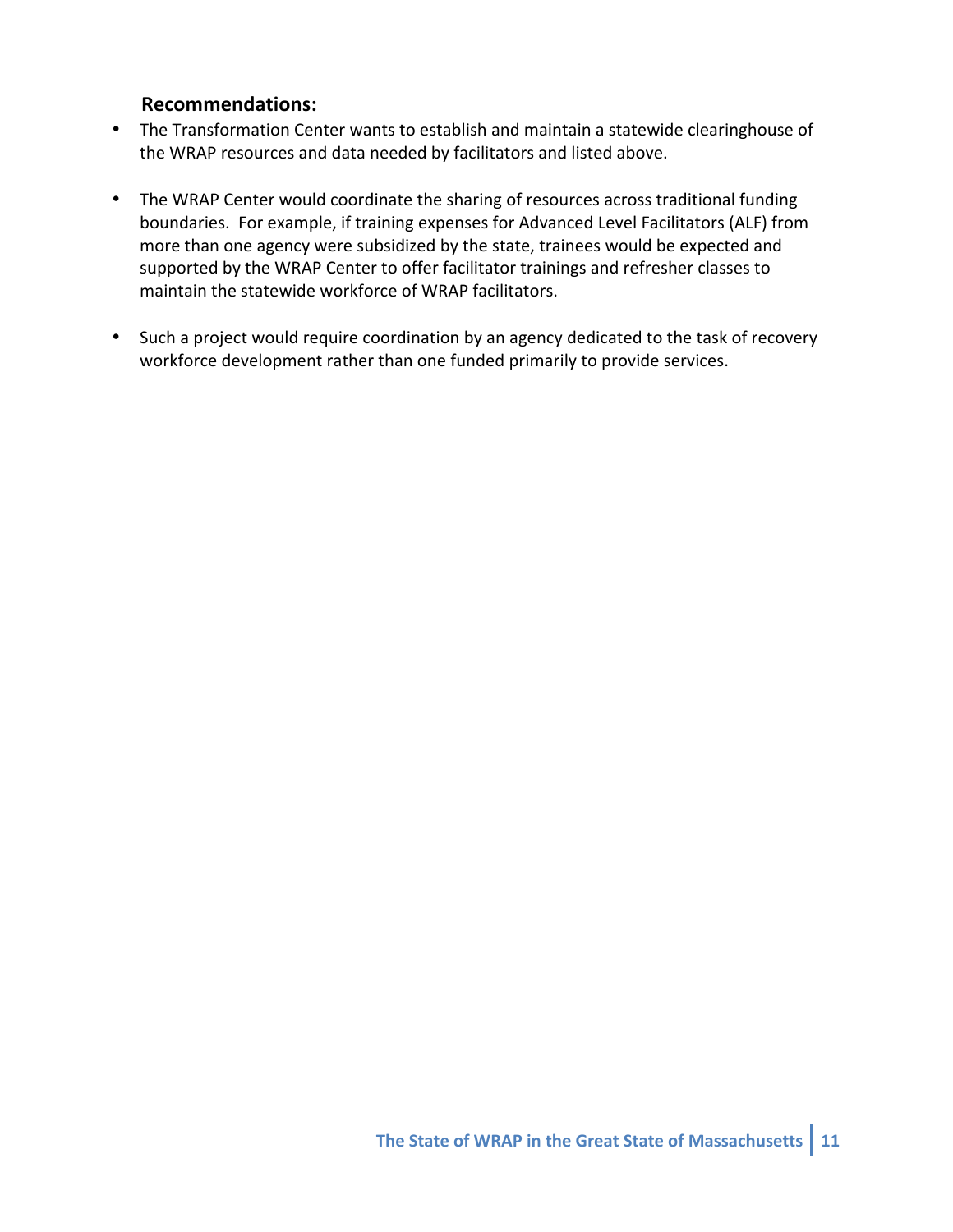### Recommendations:

- The Transformation Center wants to establish and maintain a statewide clearinghouse of the WRAP resources and data needed by facilitators and listed above.
- The WRAP Center would coordinate the sharing of resources across traditional funding boundaries. For example, if training expenses for Advanced Level Facilitators (ALF) from more than one agency were subsidized by the state, trainees would be expected and supported by the WRAP Center to offer facilitator trainings and refresher classes to maintain the statewide workforce of WRAP facilitators.
- Such a project would require coordination by an agency dedicated to the task of recovery workforce development rather than one funded primarily to provide services.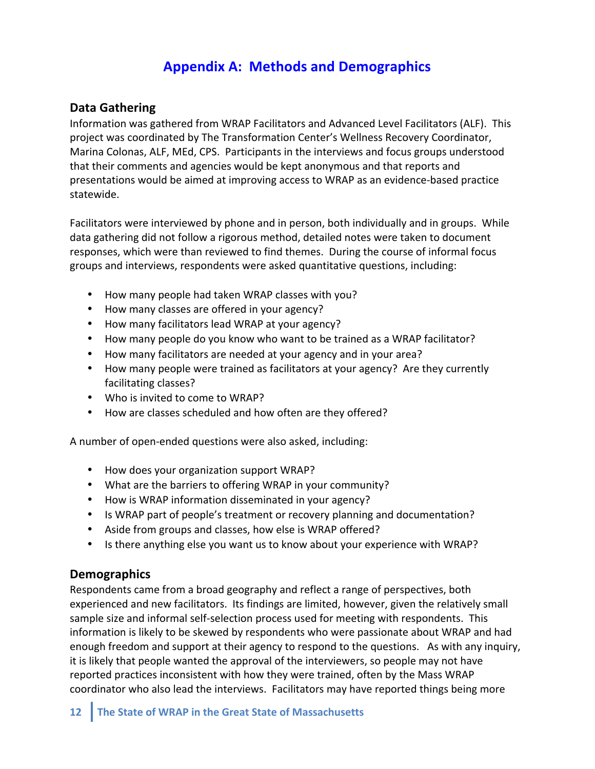# Appendix A: Methods and Demographics

## Data Gathering

Information was gathered from WRAP Facilitators and Advanced Level Facilitators (ALF). This project was coordinated by The Transformation Center's Wellness Recovery Coordinator, Marina Colonas, ALF, MEd, CPS. Participants in the interviews and focus groups understood that their comments and agencies would be kept anonymous and that reports and presentations would be aimed at improving access to WRAP as an evidence-based practice statewide.

Facilitators were interviewed by phone and in person, both individually and in groups. While data gathering did not follow a rigorous method, detailed notes were taken to document responses, which were than reviewed to find themes. During the course of informal focus groups and interviews, respondents were asked quantitative questions, including:

- How many people had taken WRAP classes with you?
- How many classes are offered in your agency?
- How many facilitators lead WRAP at your agency?
- How many people do you know who want to be trained as a WRAP facilitator?
- How many facilitators are needed at your agency and in your area?
- How many people were trained as facilitators at your agency? Are they currently facilitating classes?
- Who is invited to come to WRAP?
- How are classes scheduled and how often are they offered?

A number of open-ended questions were also asked, including:

- How does your organization support WRAP?
- What are the barriers to offering WRAP in your community?
- How is WRAP information disseminated in your agency?
- Is WRAP part of people's treatment or recovery planning and documentation?
- Aside from groups and classes, how else is WRAP offered?
- Is there anything else you want us to know about your experience with WRAP?

## Demographics

Respondents came from a broad geography and reflect a range of perspectives, both experienced and new facilitators. Its findings are limited, however, given the relatively small sample size and informal self-selection process used for meeting with respondents. This information is likely to be skewed by respondents who were passionate about WRAP and had enough freedom and support at their agency to respond to the questions. As with any inquiry, it is likely that people wanted the approval of the interviewers, so people may not have reported practices inconsistent with how they were trained, often by the Mass WRAP coordinator who also lead the interviews. Facilitators may have reported things being more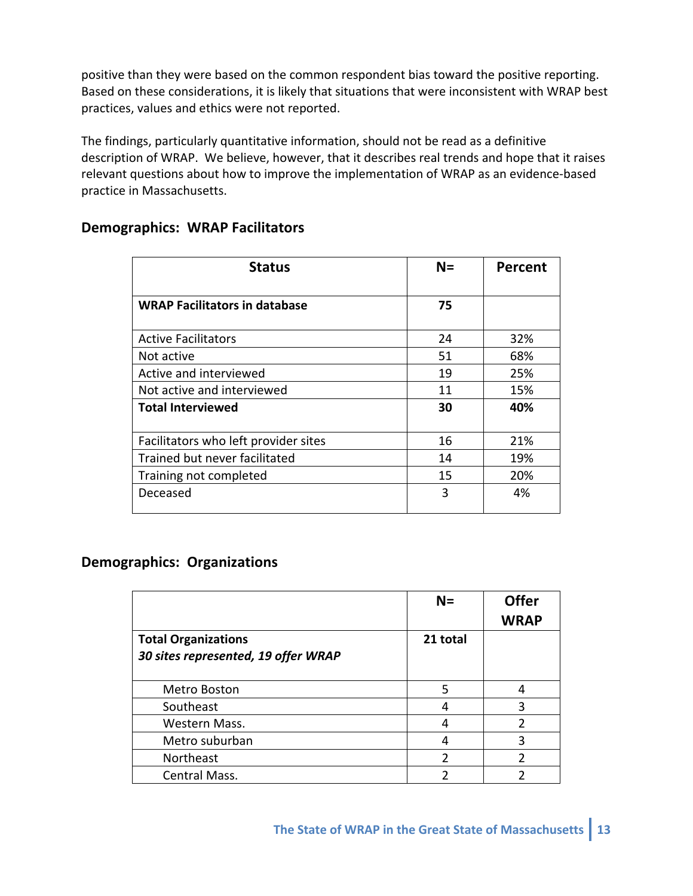positive than they were based on the common respondent bias toward the positive reporting. Based on these considerations, it is likely that situations that were inconsistent with WRAP best practices, values and ethics were not reported.

The findings, particularly quantitative information, should not be read as a definitive description of WRAP. We believe, however, that it describes real trends and hope that it raises relevant questions about how to improve the implementation of WRAP as an evidence-based practice in Massachusetts.

## Demographics: WRAP Facilitators

| Status | N= | Percent |
|---|---|---|
| **WRAP Facilitators in database** | **75** | |
| Active Facilitators | 24 | 32% |
| Not active | 51 | 68% |
| Active and interviewed | 19 | 25% |
| Not active and interviewed | 11 | 15% |
| **Total Interviewed** | **30** | **40%** |
| Facilitators who left provider sites | 16 | 21% |
| Trained but never facilitated | 14 | 19% |
| Training not completed | 15 | 20% |
| Deceased | 3 | 4% |

## Demographics: Organizations

| | N= | Offer WRAP |
|---|---|---|
| **Total Organizations** *30 sites represented, 19 offer WRAP* | **21 total** | |
| Metro Boston | 5 | 4 |
| Southeast | 4 | 3 |
| Western Mass. | 4 | 2 |
| Metro suburban | 4 | 3 |
| Northeast | 2 | 2 |
| Central Mass. | 2 | 2 |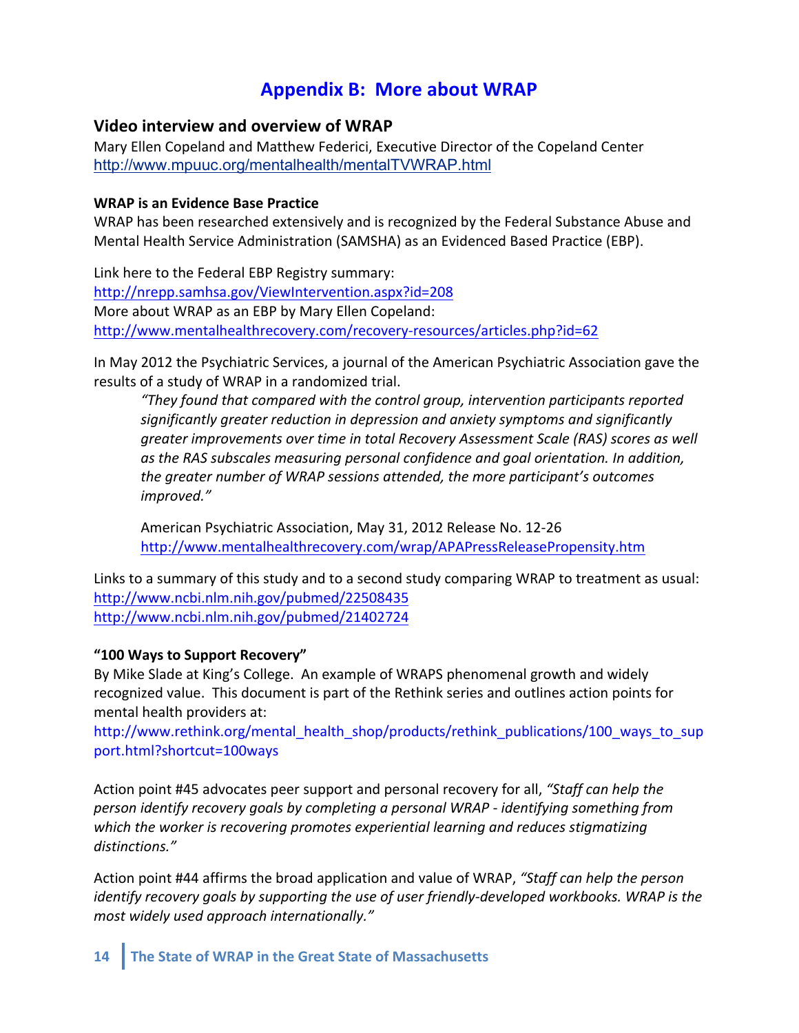# Appendix B: More about WRAP

## Video interview and overview of WRAP

Mary Ellen Copeland and Matthew Federici, Executive Director of the Copeland Center
http://www.mpuuc.org/mentalhealth/mentalTVWRAP.html

**WRAP is an Evidence Base Practice**

WRAP has been researched extensively and is recognized by the Federal Substance Abuse and Mental Health Service Administration (SAMSHA) as an Evidenced Based Practice (EBP).

Link here to the Federal EBP Registry summary:
http://nrepp.samhsa.gov/ViewIntervention.aspx?id=208
More about WRAP as an EBP by Mary Ellen Copeland:
http://www.mentalhealthrecovery.com/recovery-resources/articles.php?id=62

In May 2012 the Psychiatric Services, a journal of the American Psychiatric Association gave the results of a study of WRAP in a randomized trial.

> *"They found that compared with the control group, intervention participants reported significantly greater reduction in depression and anxiety symptoms and significantly greater improvements over time in total Recovery Assessment Scale (RAS) scores as well as the RAS subscales measuring personal confidence and goal orientation. In addition, the greater number of WRAP sessions attended, the more participant's outcomes improved."*
>
> American Psychiatric Association, May 31, 2012 Release No. 12-26
> http://www.mentalhealthrecovery.com/wrap/APAPressReleasePropensity.htm

Links to a summary of this study and to a second study comparing WRAP to treatment as usual:
http://www.ncbi.nlm.nih.gov/pubmed/22508435
http://www.ncbi.nlm.nih.gov/pubmed/21402724

**"100 Ways to Support Recovery"**

By Mike Slade at King's College. An example of WRAPS phenomenal growth and widely recognized value. This document is part of the Rethink series and outlines action points for mental health providers at:
http://www.rethink.org/mental_health_shop/products/rethink_publications/100_ways_to_support.html?shortcut=100ways

Action point #45 advocates peer support and personal recovery for all, *"Staff can help the person identify recovery goals by completing a personal WRAP - identifying something from which the worker is recovering promotes experiential learning and reduces stigmatizing distinctions."*

Action point #44 affirms the broad application and value of WRAP, *"Staff can help the person identify recovery goals by supporting the use of user friendly-developed workbooks. WRAP is the most widely used approach internationally."*